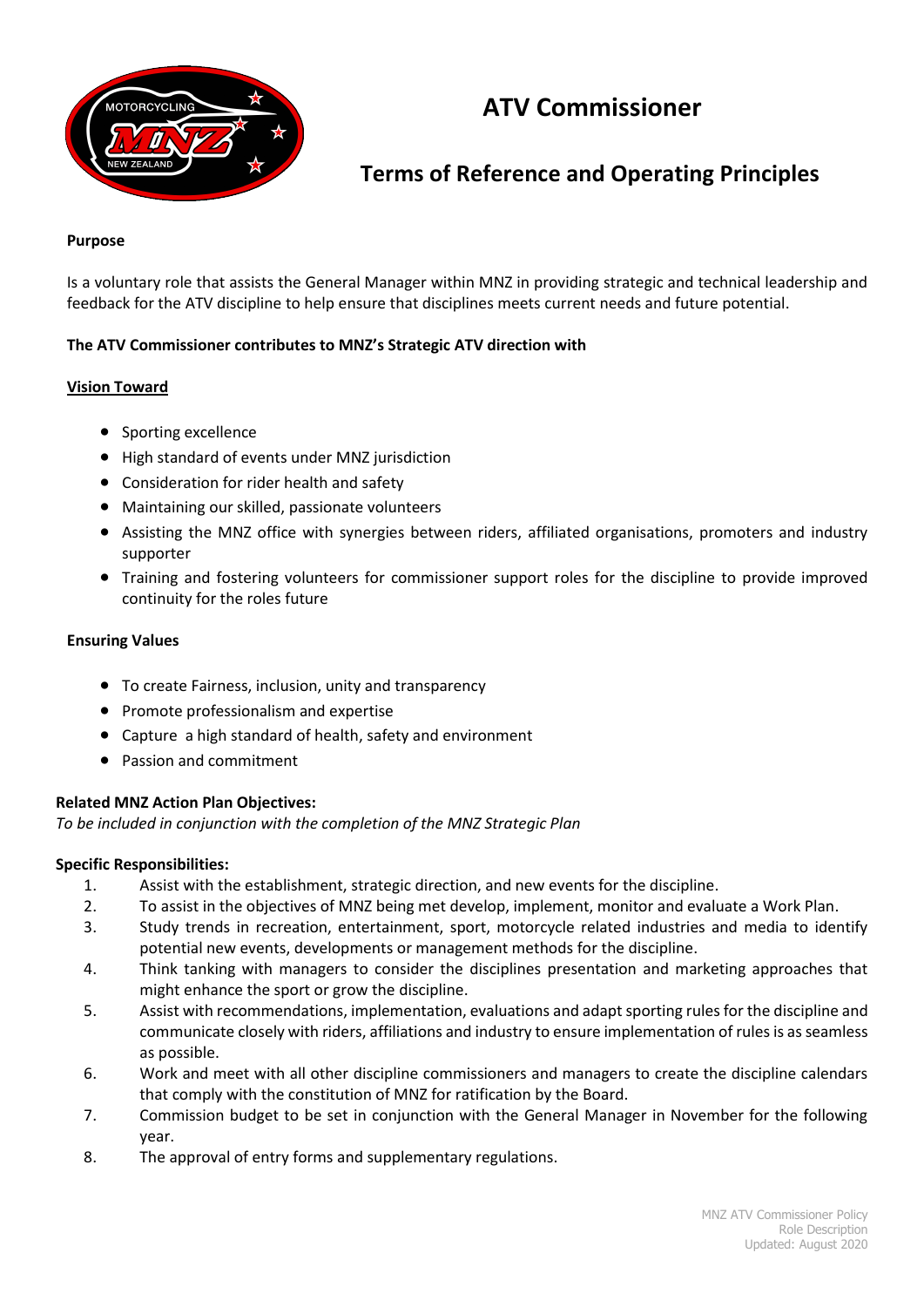# ATV Commissioner

## Terms of Reference and Operating Principles

**Purpose**

Is a voluntary role that assists the General Manager within MNZ in providing strategic and technical leadership and feedback for the ATV discipline to help ensure that disciplines meets current needs and future potential.

**The ATV Commissioner contributes to MNZ's Strategic ATV direction with**

**Vision Toward**

- Sporting excellence
- High standard of events under MNZ jurisdiction
- Consideration for rider health and safety
- Maintaining our skilled, passionate volunteers
- Assisting the MNZ office with synergies between riders, affiliated organisations, promoters and industry supporter
- Training and fostering volunteers for commissioner support roles for the discipline to provide improved continuity for the roles future

**Ensuring Values**

- To create Fairness, inclusion, unity and transparency
- Promote professionalism and expertise
- Capture a high standard of health, safety and environment
- Passion and commitment

**Related MNZ Action Plan Objectives:**

*To be included in conjunction with the completion of the MNZ Strategic Plan*

**Specific Responsibilities:**

1. Assist with the establishment, strategic direction, and new events for the discipline.
2. To assist in the objectives of MNZ being met develop, implement, monitor and evaluate a Work Plan.
3. Study trends in recreation, entertainment, sport, motorcycle related industries and media to identify potential new events, developments or management methods for the discipline.
4. Think tanking with managers to consider the disciplines presentation and marketing approaches that might enhance the sport or grow the discipline.
5. Assist with recommendations, implementation, evaluations and adapt sporting rules for the discipline and communicate closely with riders, affiliations and industry to ensure implementation of rules is as seamless as possible.
6. Work and meet with all other discipline commissioners and managers to create the discipline calendars that comply with the constitution of MNZ for ratification by the Board.
7. Commission budget to be set in conjunction with the General Manager in November for the following year.
8. The approval of entry forms and supplementary regulations.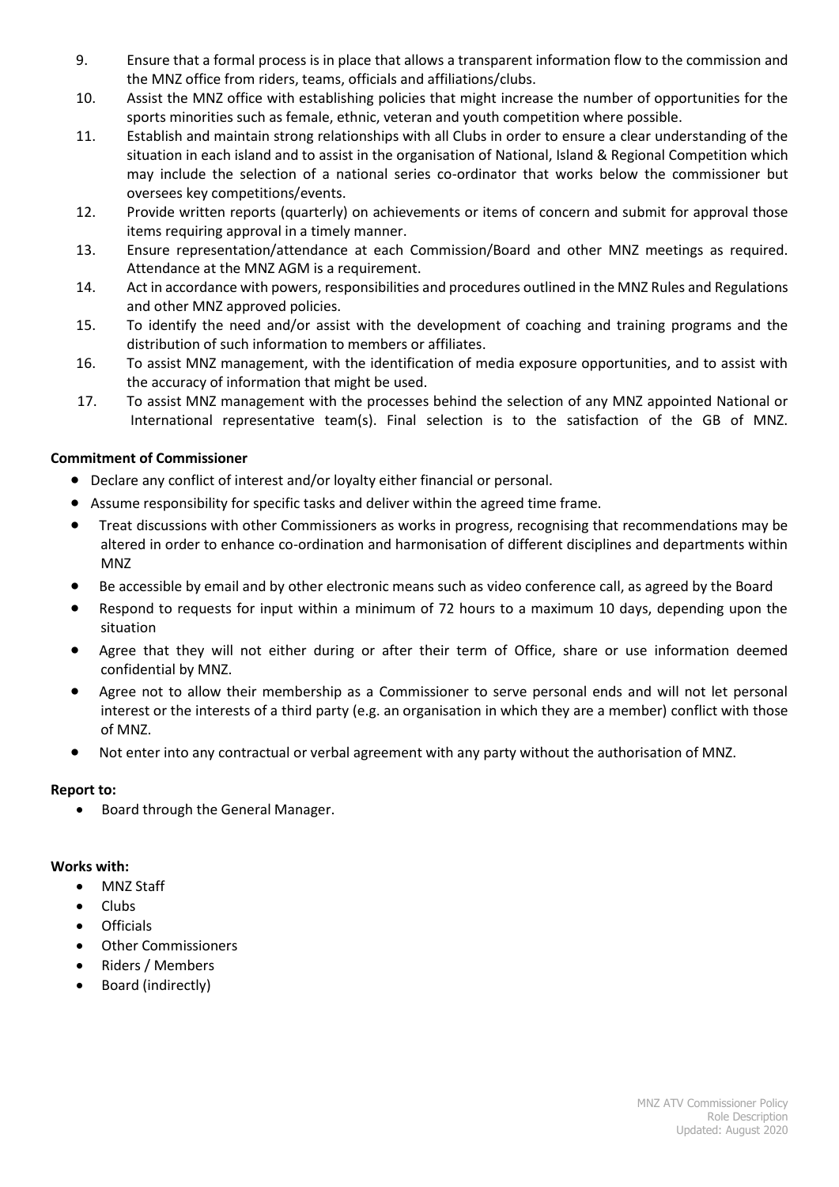9. Ensure that a formal process is in place that allows a transparent information flow to the commission and the MNZ office from riders, teams, officials and affiliations/clubs.
10. Assist the MNZ office with establishing policies that might increase the number of opportunities for the sports minorities such as female, ethnic, veteran and youth competition where possible.
11. Establish and maintain strong relationships with all Clubs in order to ensure a clear understanding of the situation in each island and to assist in the organisation of National, Island & Regional Competition which may include the selection of a national series co-ordinator that works below the commissioner but oversees key competitions/events.
12. Provide written reports (quarterly) on achievements or items of concern and submit for approval those items requiring approval in a timely manner.
13. Ensure representation/attendance at each Commission/Board and other MNZ meetings as required. Attendance at the MNZ AGM is a requirement.
14. Act in accordance with powers, responsibilities and procedures outlined in the MNZ Rules and Regulations and other MNZ approved policies.
15. To identify the need and/or assist with the development of coaching and training programs and the distribution of such information to members or affiliates.
16. To assist MNZ management, with the identification of media exposure opportunities, and to assist with the accuracy of information that might be used.
17. To assist MNZ management with the processes behind the selection of any MNZ appointed National or International representative team(s). Final selection is to the satisfaction of the GB of MNZ.

**Commitment of Commissioner**

- Declare any conflict of interest and/or loyalty either financial or personal.
- Assume responsibility for specific tasks and deliver within the agreed time frame.
- Treat discussions with other Commissioners as works in progress, recognising that recommendations may be altered in order to enhance co-ordination and harmonisation of different disciplines and departments within MNZ
- Be accessible by email and by other electronic means such as video conference call, as agreed by the Board
- Respond to requests for input within a minimum of 72 hours to a maximum 10 days, depending upon the situation
- Agree that they will not either during or after their term of Office, share or use information deemed confidential by MNZ.
- Agree not to allow their membership as a Commissioner to serve personal ends and will not let personal interest or the interests of a third party (e.g. an organisation in which they are a member) conflict with those of MNZ.
- Not enter into any contractual or verbal agreement with any party without the authorisation of MNZ.

**Report to:**

- Board through the General Manager.

**Works with:**

- MNZ Staff
- Clubs
- Officials
- Other Commissioners
- Riders / Members
- Board (indirectly)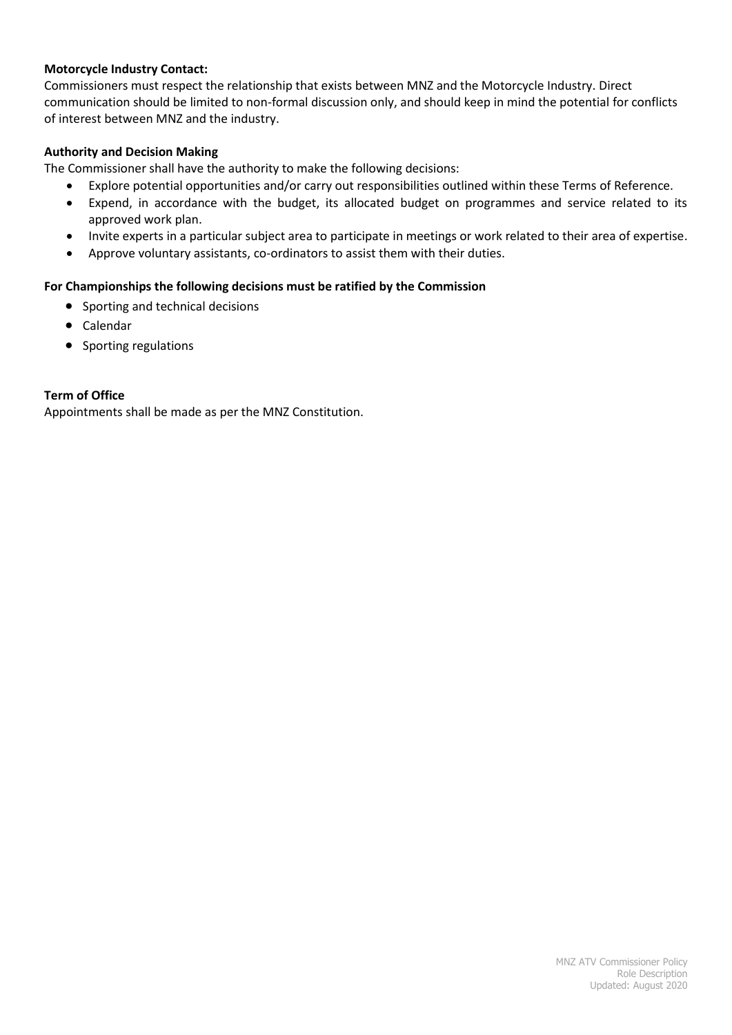**Motorcycle Industry Contact:**
Commissioners must respect the relationship that exists between MNZ and the Motorcycle Industry. Direct communication should be limited to non-formal discussion only, and should keep in mind the potential for conflicts of interest between MNZ and the industry.

**Authority and Decision Making**
The Commissioner shall have the authority to make the following decisions:

- Explore potential opportunities and/or carry out responsibilities outlined within these Terms of Reference.
- Expend, in accordance with the budget, its allocated budget on programmes and service related to its approved work plan.
- Invite experts in a particular subject area to participate in meetings or work related to their area of expertise.
- Approve voluntary assistants, co-ordinators to assist them with their duties.

**For Championships the following decisions must be ratified by the Commission**

- Sporting and technical decisions
- Calendar
- Sporting regulations

**Term of Office**
Appointments shall be made as per the MNZ Constitution.